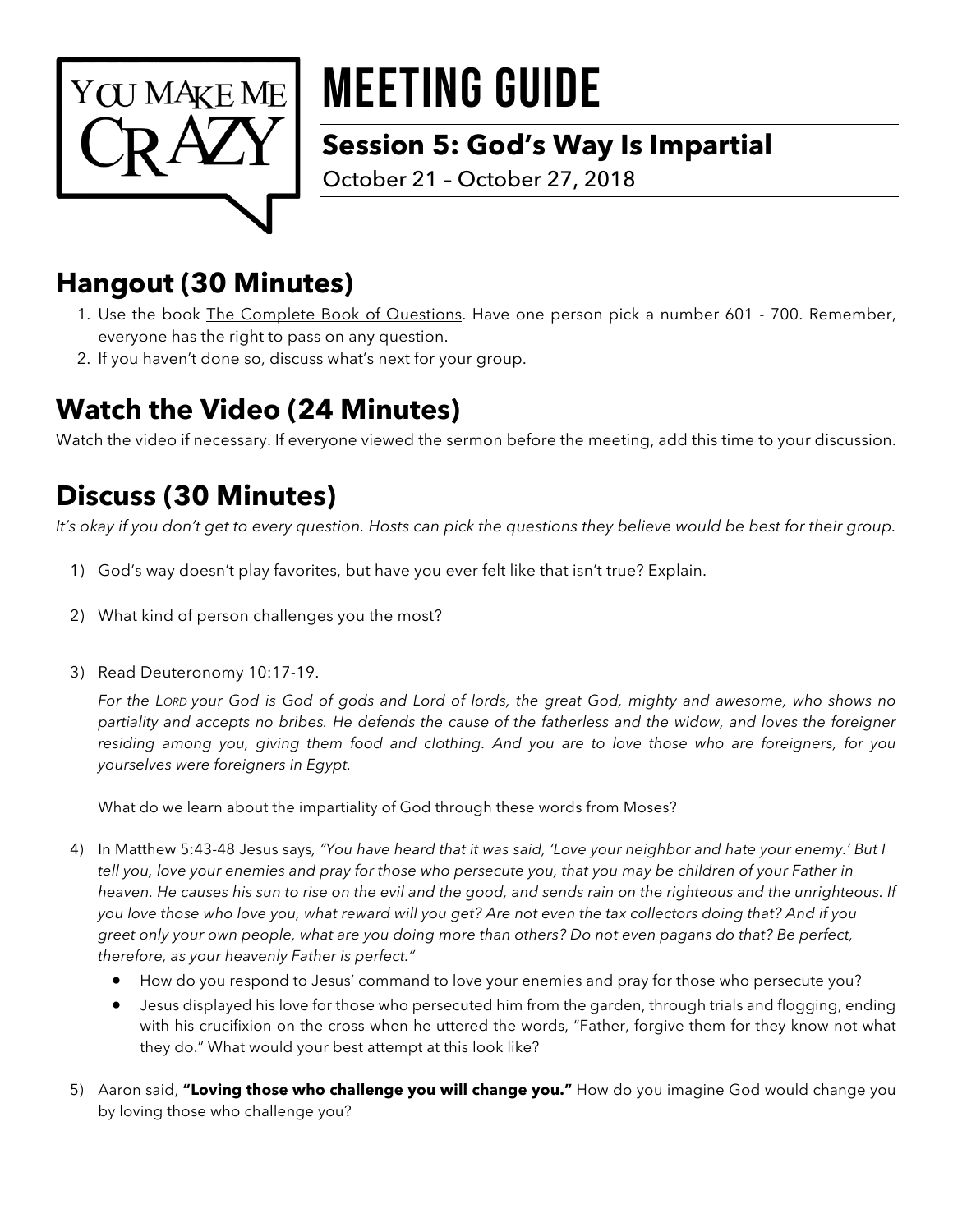YOU MAKE ME CRAZY

# MEETING GUIDE

## Session 5: God's Way Is Impartial

October 21 – October 27, 2018

## Hangout (30 Minutes)

1. Use the book The Complete Book of Questions. Have one person pick a number 601 - 700. Remember, everyone has the right to pass on any question.
2. If you haven't done so, discuss what's next for your group.

## Watch the Video (24 Minutes)

Watch the video if necessary. If everyone viewed the sermon before the meeting, add this time to your discussion.

## Discuss (30 Minutes)

*It's okay if you don't get to every question. Hosts can pick the questions they believe would be best for their group.*

1) God's way doesn't play favorites, but have you ever felt like that isn't true? Explain.

2) What kind of person challenges you the most?

3) Read Deuteronomy 10:17-19.

   *For the LORD your God is God of gods and Lord of lords, the great God, mighty and awesome, who shows no partiality and accepts no bribes. He defends the cause of the fatherless and the widow, and loves the foreigner residing among you, giving them food and clothing. And you are to love those who are foreigners, for you yourselves were foreigners in Egypt.*

   What do we learn about the impartiality of God through these words from Moses?

4) In Matthew 5:43-48 Jesus says, *"You have heard that it was said, 'Love your neighbor and hate your enemy.' But I tell you, love your enemies and pray for those who persecute you, that you may be children of your Father in heaven. He causes his sun to rise on the evil and the good, and sends rain on the righteous and the unrighteous. If you love those who love you, what reward will you get? Are not even the tax collectors doing that? And if you greet only your own people, what are you doing more than others? Do not even pagans do that? Be perfect, therefore, as your heavenly Father is perfect."*
   - How do you respond to Jesus' command to love your enemies and pray for those who persecute you?
   - Jesus displayed his love for those who persecuted him from the garden, through trials and flogging, ending with his crucifixion on the cross when he uttered the words, "Father, forgive them for they know not what they do." What would your best attempt at this look like?

5) Aaron said, **"Loving those who challenge you will change you."** How do you imagine God would change you by loving those who challenge you?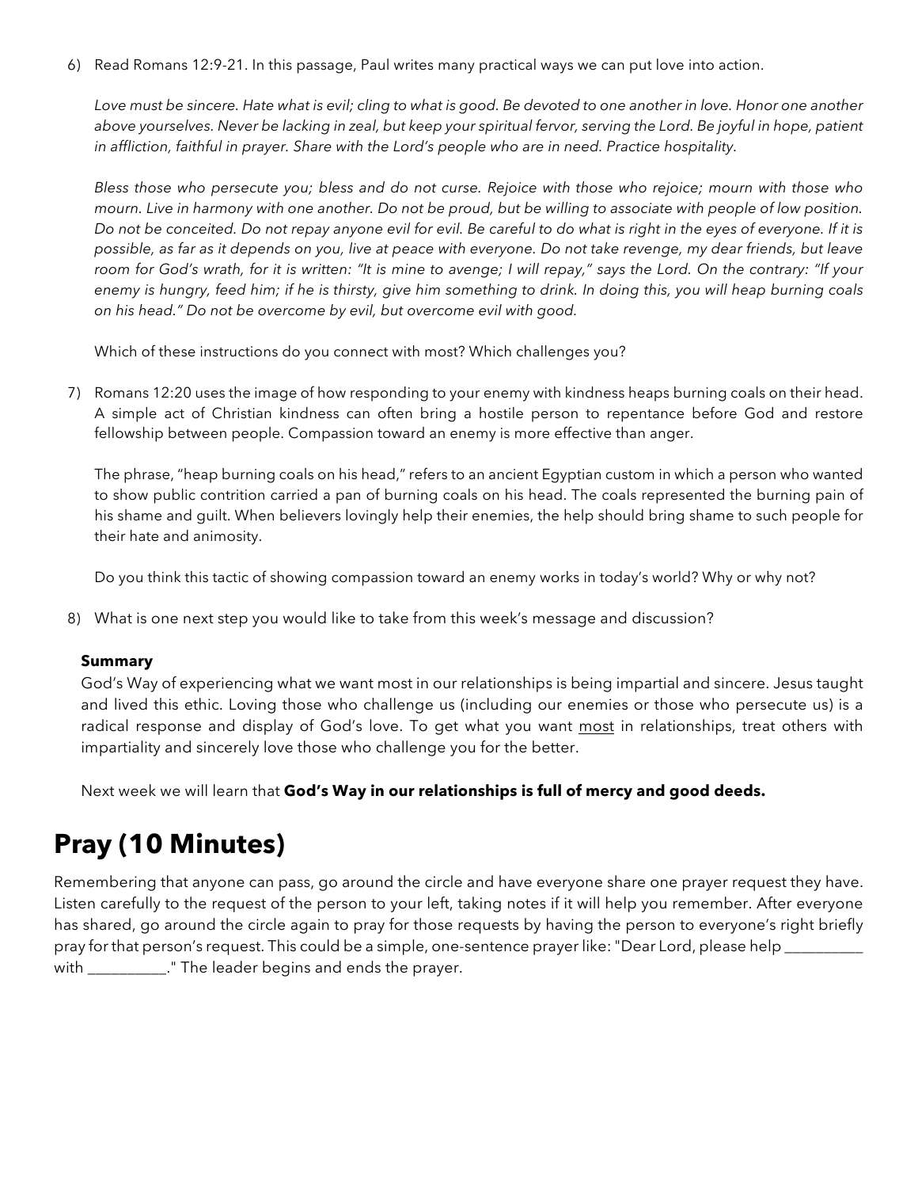6) Read Romans 12:9-21. In this passage, Paul writes many practical ways we can put love into action.

   *Love must be sincere. Hate what is evil; cling to what is good. Be devoted to one another in love. Honor one another above yourselves. Never be lacking in zeal, but keep your spiritual fervor, serving the Lord. Be joyful in hope, patient in affliction, faithful in prayer. Share with the Lord's people who are in need. Practice hospitality.*

   *Bless those who persecute you; bless and do not curse. Rejoice with those who rejoice; mourn with those who mourn. Live in harmony with one another. Do not be proud, but be willing to associate with people of low position. Do not be conceited. Do not repay anyone evil for evil. Be careful to do what is right in the eyes of everyone. If it is possible, as far as it depends on you, live at peace with everyone. Do not take revenge, my dear friends, but leave room for God's wrath, for it is written: "It is mine to avenge; I will repay," says the Lord. On the contrary: "If your enemy is hungry, feed him; if he is thirsty, give him something to drink. In doing this, you will heap burning coals on his head." Do not be overcome by evil, but overcome evil with good.*

   Which of these instructions do you connect with most? Which challenges you?

7) Romans 12:20 uses the image of how responding to your enemy with kindness heaps burning coals on their head. A simple act of Christian kindness can often bring a hostile person to repentance before God and restore fellowship between people. Compassion toward an enemy is more effective than anger.

   The phrase, "heap burning coals on his head," refers to an ancient Egyptian custom in which a person who wanted to show public contrition carried a pan of burning coals on his head. The coals represented the burning pain of his shame and guilt. When believers lovingly help their enemies, the help should bring shame to such people for their hate and animosity.

   Do you think this tactic of showing compassion toward an enemy works in today's world? Why or why not?

8) What is one next step you would like to take from this week's message and discussion?

**Summary**

God's Way of experiencing what we want most in our relationships is being impartial and sincere. Jesus taught and lived this ethic. Loving those who challenge us (including our enemies or those who persecute us) is a radical response and display of God's love. To get what you want <u>most</u> in relationships, treat others with impartiality and sincerely love those who challenge you for the better.

Next week we will learn that **God's Way in our relationships is full of mercy and good deeds.**

# Pray (10 Minutes)

Remembering that anyone can pass, go around the circle and have everyone share one prayer request they have. Listen carefully to the request of the person to your left, taking notes if it will help you remember. After everyone has shared, go around the circle again to pray for those requests by having the person to everyone's right briefly pray for that person's request. This could be a simple, one-sentence prayer like: "Dear Lord, please help __________ with __________." The leader begins and ends the prayer.